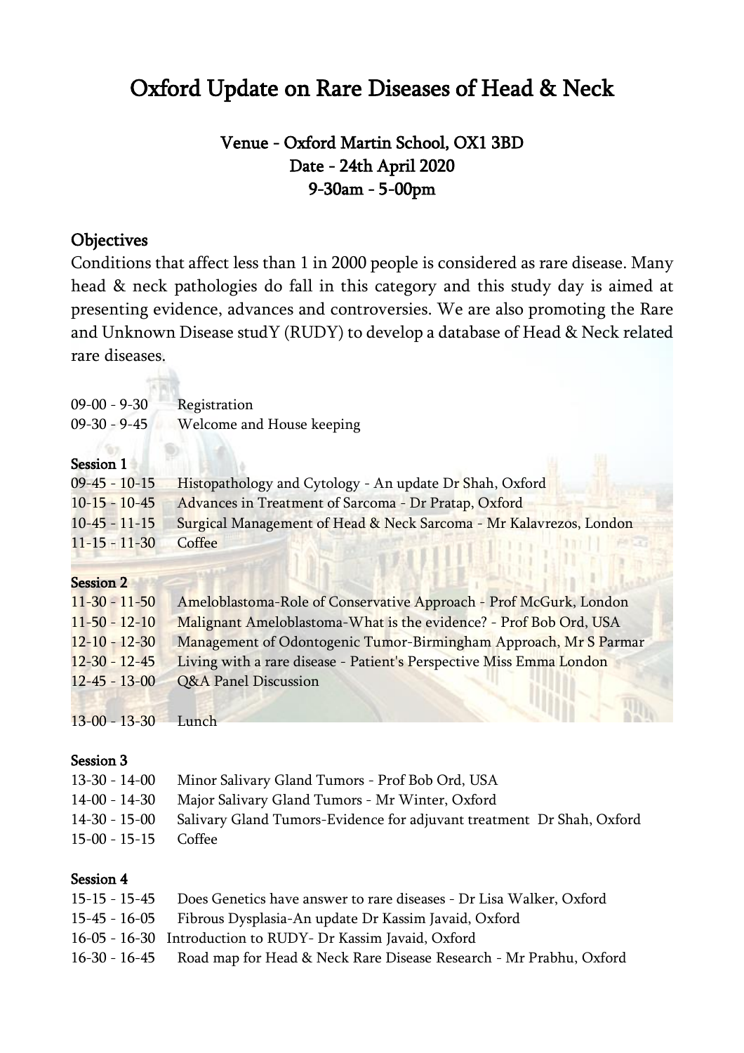# Oxford Update on Rare Diseases of Head & Neck

### Venue - Oxford Martin School, OX1 3BD
### Date - 24th April 2020
### 9-30am - 5-00pm

## Objectives

Conditions that affect less than 1 in 2000 people is considered as rare disease. Many head & neck pathologies do fall in this category and this study day is aimed at presenting evidence, advances and controversies. We are also promoting the Rare and Unknown Disease studY (RUDY) to develop a database of Head & Neck related rare diseases.

| | |
|---|---|
| 09-00 - 9-30 | Registration |
| 09-30 - 9-45 | Welcome and House keeping |

**Session 1**

| | |
|---|---|
| 09-45 - 10-15 | Histopathology and Cytology - An update Dr Shah, Oxford |
| 10-15 - 10-45 | Advances in Treatment of Sarcoma - Dr Pratap, Oxford |
| 10-45 - 11-15 | Surgical Management of Head & Neck Sarcoma - Mr Kalavrezos, London |
| 11-15 - 11-30 | Coffee |

**Session 2**

| | |
|---|---|
| 11-30 - 11-50 | Ameloblastoma-Role of Conservative Approach - Prof McGurk, London |
| 11-50 - 12-10 | Malignant Ameloblastoma-What is the evidence? - Prof Bob Ord, USA |
| 12-10 - 12-30 | Management of Odontogenic Tumor-Birmingham Approach, Mr S Parmar |
| 12-30 - 12-45 | Living with a rare disease - Patient's Perspective Miss Emma London |
| 12-45 - 13-00 | Q&A Panel Discussion |
| 13-00 - 13-30 | Lunch |

**Session 3**

| | |
|---|---|
| 13-30 - 14-00 | Minor Salivary Gland Tumors - Prof Bob Ord, USA |
| 14-00 - 14-30 | Major Salivary Gland Tumors - Mr Winter, Oxford |
| 14-30 - 15-00 | Salivary Gland Tumors-Evidence for adjuvant treatment Dr Shah, Oxford |
| 15-00 - 15-15 | Coffee |

**Session 4**

| | |
|---|---|
| 15-15 - 15-45 | Does Genetics have answer to rare diseases - Dr Lisa Walker, Oxford |
| 15-45 - 16-05 | Fibrous Dysplasia-An update Dr Kassim Javaid, Oxford |
| 16-05 - 16-30 | Introduction to RUDY- Dr Kassim Javaid, Oxford |
| 16-30 - 16-45 | Road map for Head & Neck Rare Disease Research - Mr Prabhu, Oxford |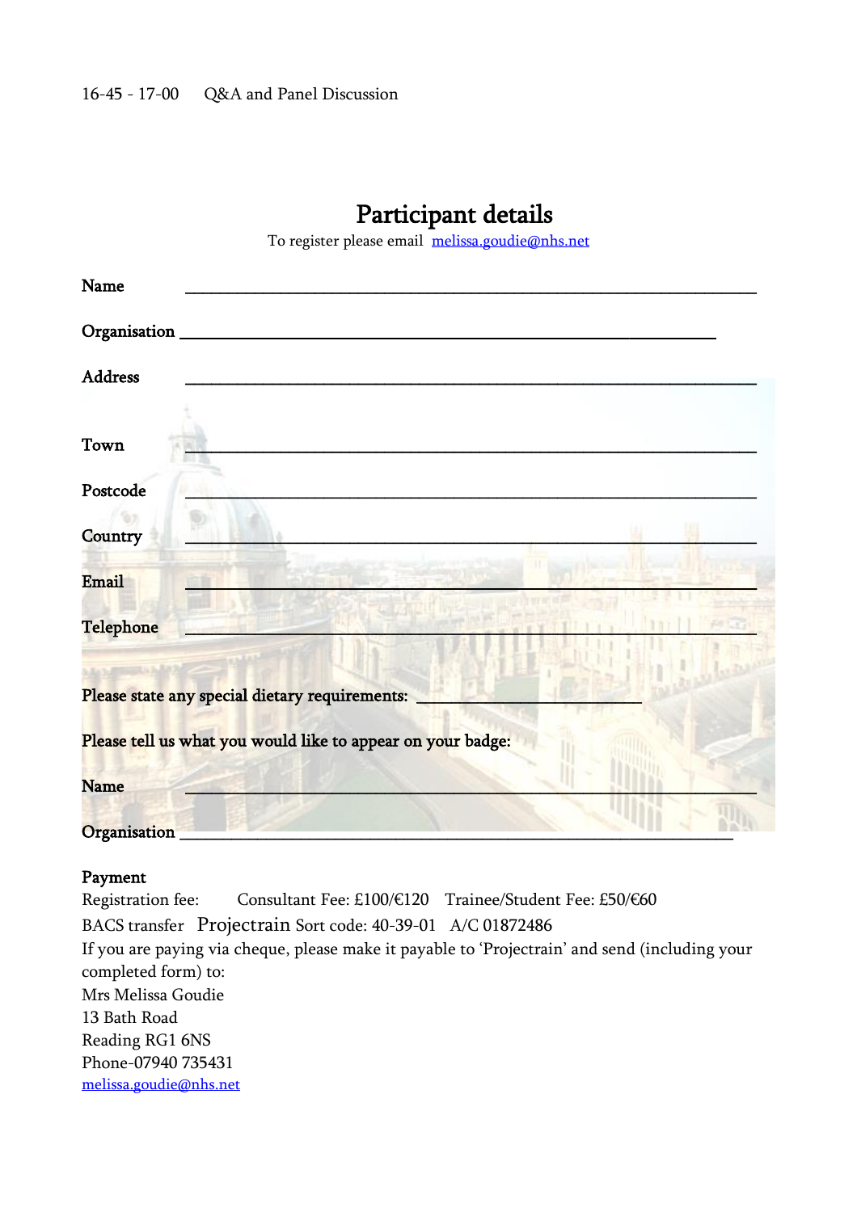16-45 - 17-00 Q&A and Panel Discussion

# Participant details

To register please email melissa.goudie@nhs.net

**Name** ______________________________________________________________

**Organisation** ________________________________________________________

**Address** ____________________________________________________________

**Town** ______________________________________________________________

**Postcode** ___________________________________________________________

**Country** ____________________________________________________________

**Email** ______________________________________________________________

**Telephone** __________________________________________________________

**Please state any special dietary requirements:** ______________________

**Please tell us what you would like to appear on your badge:**

**Name** ______________________________________________________________

**Organisation** ________________________________________________________

**Payment**

Registration fee: Consultant Fee: £100/€120 Trainee/Student Fee: £50/€60

BACS transfer Projectrain Sort code: 40-39-01 A/C 01872486

If you are paying via cheque, please make it payable to 'Projectrain' and send (including your completed form) to:

Mrs Melissa Goudie
13 Bath Road
Reading RG1 6NS
Phone-07940 735431
melissa.goudie@nhs.net